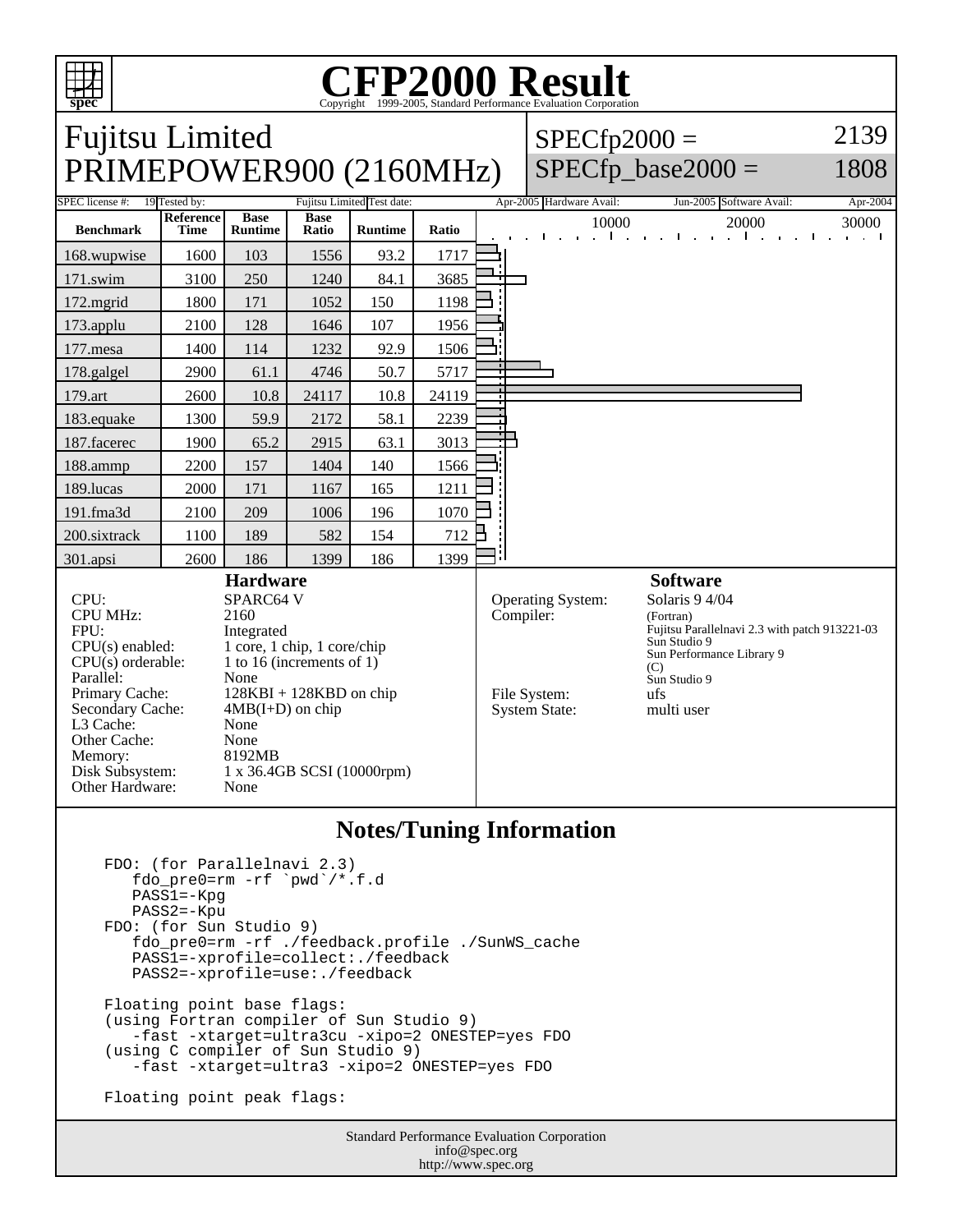# CFP2000 Result

Copyright 1999-2005, Standard Performance Evaluation Corporation

## Fujitsu Limited
## PRIMEPOWER900 (2160MHz)

SPECfp2000 = 2139
SPECfp_base2000 = 1808

SPEC license #: 19 | Tested by: Fujitsu Limited | Test date: Apr-2005 | Hardware Avail: Jun-2005 | Software Avail: Apr-2004

| Benchmark | Reference Time | Base Runtime | Base Ratio | Runtime | Ratio |
|---|---|---|---|---|---|
| 168.wupwise | 1600 | 103 | 1556 | 93.2 | 1717 |
| 171.swim | 3100 | 250 | 1240 | 84.1 | 3685 |
| 172.mgrid | 1800 | 171 | 1052 | 150 | 1198 |
| 173.applu | 2100 | 128 | 1646 | 107 | 1956 |
| 177.mesa | 1400 | 114 | 1232 | 92.9 | 1506 |
| 178.galgel | 2900 | 61.1 | 4746 | 50.7 | 5717 |
| 179.art | 2600 | 10.8 | 24117 | 10.8 | 24119 |
| 183.equake | 1300 | 59.9 | 2172 | 58.1 | 2239 |
| 187.facerec | 1900 | 65.2 | 2915 | 63.1 | 3013 |
| 188.ammp | 2200 | 157 | 1404 | 140 | 1566 |
| 189.lucas | 2000 | 171 | 1167 | 165 | 1211 |
| 191.fma3d | 2100 | 209 | 1006 | 196 | 1070 |
| 200.sixtrack | 1100 | 189 | 582 | 154 | 712 |
| 301.apsi | 2600 | 186 | 1399 | 186 | 1399 |

### Hardware

| | |
|---|---|
| CPU: | SPARC64 V |
| CPU MHz: | 2160 |
| FPU: | Integrated |
| CPU(s) enabled: | 1 core, 1 chip, 1 core/chip |
| CPU(s) orderable: | 1 to 16 (increments of 1) |
| Parallel: | None |
| Primary Cache: | 128KBI + 128KBD on chip |
| Secondary Cache: | 4MB(I+D) on chip |
| L3 Cache: | None |
| Other Cache: | None |
| Memory: | 8192MB |
| Disk Subsystem: | 1 x 36.4GB SCSI (10000rpm) |
| Other Hardware: | None |

### Software

| | |
|---|---|
| Operating System: | Solaris 9 4/04 |
| Compiler: | (Fortran) Fujitsu Parallelnavi 2.3 with patch 913221-03 Sun Studio 9 Sun Performance Library 9 (C) Sun Studio 9 |
| File System: | ufs |
| System State: | multi user |

### Notes/Tuning Information

```
FDO: (for Parallelnavi 2.3)
   fdo_pre0=rm -rf `pwd`/*.f.d
   PASS1=-Kpg
   PASS2=-Kpu
FDO: (for Sun Studio 9)
   fdo_pre0=rm -rf ./feedback.profile ./SunWS_cache
   PASS1=-xprofile=collect:./feedback
   PASS2=-xprofile=use:./feedback

Floating point base flags:
(using Fortran compiler of Sun Studio 9)
   -fast -xtarget=ultra3cu -xipo=2 ONESTEP=yes FDO
(using C compiler of Sun Studio 9)
   -fast -xtarget=ultra3 -xipo=2 ONESTEP=yes FDO

Floating point peak flags:
```

Standard Performance Evaluation Corporation
info@spec.org
http://www.spec.org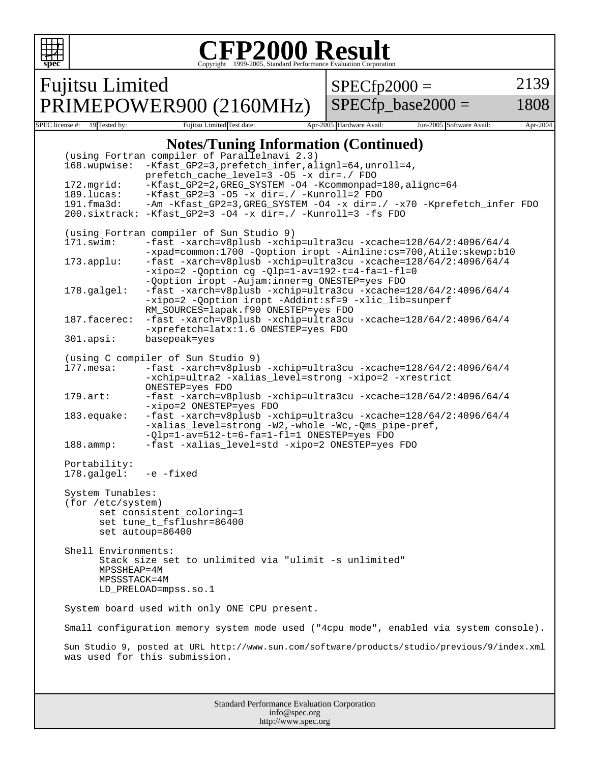# CFP2000 Result

Copyright 1999-2005, Standard Performance Evaluation Corporation

Fujitsu Limited
PRIMEPOWER900 (2160MHz)

SPECfp2000 = 2139
SPECfp_base2000 = 1808

| SPEC license #: | 19 | Tested by: | Fujitsu Limited | Test date: | Apr-2005 | Hardware Avail: | Jun-2005 | Software Avail: | Apr-2004 |
|---|---|---|---|---|---|---|---|---|---|

## Notes/Tuning Information (Continued)

```
(using Fortran compiler of Parallelnavi 2.3)
168.wupwise:  -Kfast_GP2=3,prefetch_infer,alignl=64,unroll=4,
              prefetch_cache_level=3 -O5 -x dir=./ FDO
172.mgrid:    -Kfast_GP2=2,GREG_SYSTEM -O4 -Kcommonpad=180,alignc=64
189.lucas:    -Kfast_GP2=3 -O5 -x dir=./ -Kunroll=2 FDO
191.fma3d:    -Am -Kfast_GP2=3,GREG_SYSTEM -O4 -x dir=./ -x70 -Kprefetch_infer FDO
200.sixtrack: -Kfast_GP2=3 -O4 -x dir=./ -Kunroll=3 -fs FDO

(using Fortran compiler of Sun Studio 9)
171.swim:     -fast -xarch=v8plusb -xchip=ultra3cu -xcache=128/64/2:4096/64/4
              -xpad=common:1700 -Qoption iropt -Ainline:cs=700,Atile:skewp:b10
173.applu:    -fast -xarch=v8plusb -xchip=ultra3cu -xcache=128/64/2:4096/64/4
              -xipo=2 -Qoption cg -Qlp=1-av=192-t=4-fa=1-fl=0
              -Qoption iropt -Aujam:inner=g ONESTEP=yes FDO
178.galgel:   -fast -xarch=v8plusb -xchip=ultra3cu -xcache=128/64/2:4096/64/4
              -xipo=2 -Qoption iropt -Addint:sf=9 -xlic_lib=sunperf
              RM_SOURCES=lapak.f90 ONESTEP=yes FDO
187.facerec:  -fast -xarch=v8plusb -xchip=ultra3cu -xcache=128/64/2:4096/64/4
              -xprefetch=latx:1.6 ONESTEP=yes FDO
301.apsi:     basepeak=yes

(using C compiler of Sun Studio 9)
177.mesa:     -fast -xarch=v8plusb -xchip=ultra3cu -xcache=128/64/2:4096/64/4
              -xchip=ultra2 -xalias_level=strong -xipo=2 -xrestrict
              ONESTEP=yes FDO
179.art:      -fast -xarch=v8plusb -xchip=ultra3cu -xcache=128/64/2:4096/64/4
              -xipo=2 ONESTEP=yes FDO
183.equake:   -fast -xarch=v8plusb -xchip=ultra3cu -xcache=128/64/2:4096/64/4
              -xalias_level=strong -W2,-whole -Wc,-Qms_pipe-pref,
              -Qlp=1-av=512-t=6-fa=1-fl=1 ONESTEP=yes FDO
188.ammp:     -fast -xalias_level=std -xipo=2 ONESTEP=yes FDO

Portability:
178.galgel:   -e -fixed

System Tunables:
(for /etc/system)
      set consistent_coloring=1
      set tune_t_fsflushr=86400
      set autoup=86400

Shell Environments:
      Stack size set to unlimited via "ulimit -s unlimited"
      MPSSHEAP=4M
      MPSSSTACK=4M
      LD_PRELOAD=mpss.so.1
```

System board used with only ONE CPU present.

Small configuration memory system mode used ("4cpu mode", enabled via system console).

Sun Studio 9, posted at URL http://www.sun.com/software/products/studio/previous/9/index.xml was used for this submission.

Standard Performance Evaluation Corporation
info@spec.org
http://www.spec.org